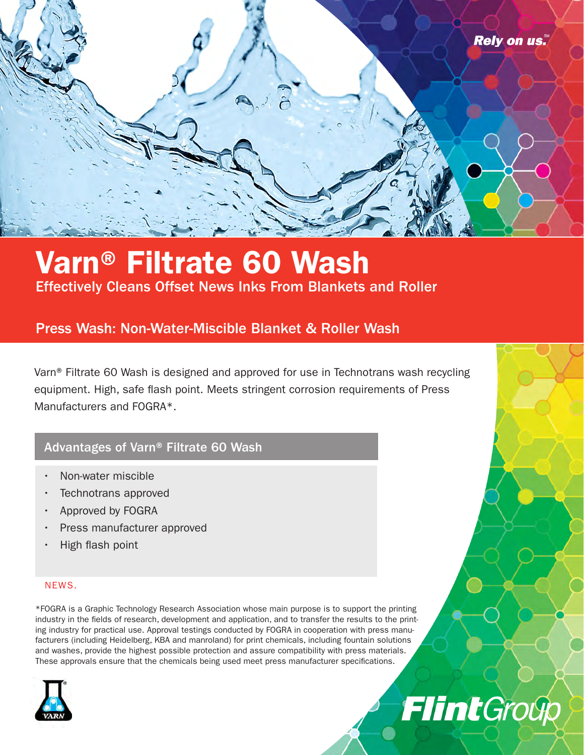Rely on us.℠

# Varn® Filtrate 60 Wash

Effectively Cleans Offset News Inks From Blankets and Roller

## Press Wash: Non-Water-Miscible Blanket & Roller Wash

Varn® Filtrate 60 Wash is designed and approved for use in Technotrans wash recycling equipment. High, safe flash point. Meets stringent corrosion requirements of Press Manufacturers and FOGRA*.

### Advantages of Varn® Filtrate 60 Wash

- Non-water miscible
- Technotrans approved
- Approved by FOGRA
- Press manufacturer approved
- High flash point

NEWS.

*FOGRA is a Graphic Technology Research Association whose main purpose is to support the printing industry in the fields of research, development and application, and to transfer the results to the printing industry for practical use. Approval testings conducted by FOGRA in cooperation with press manufacturers (including Heidelberg, KBA and manroland) for print chemicals, including fountain solutions and washes, provide the highest possible protection and assure compatibility with press materials. These approvals ensure that the chemicals being used meet press manufacturer specifications.

VARN

FlintGroup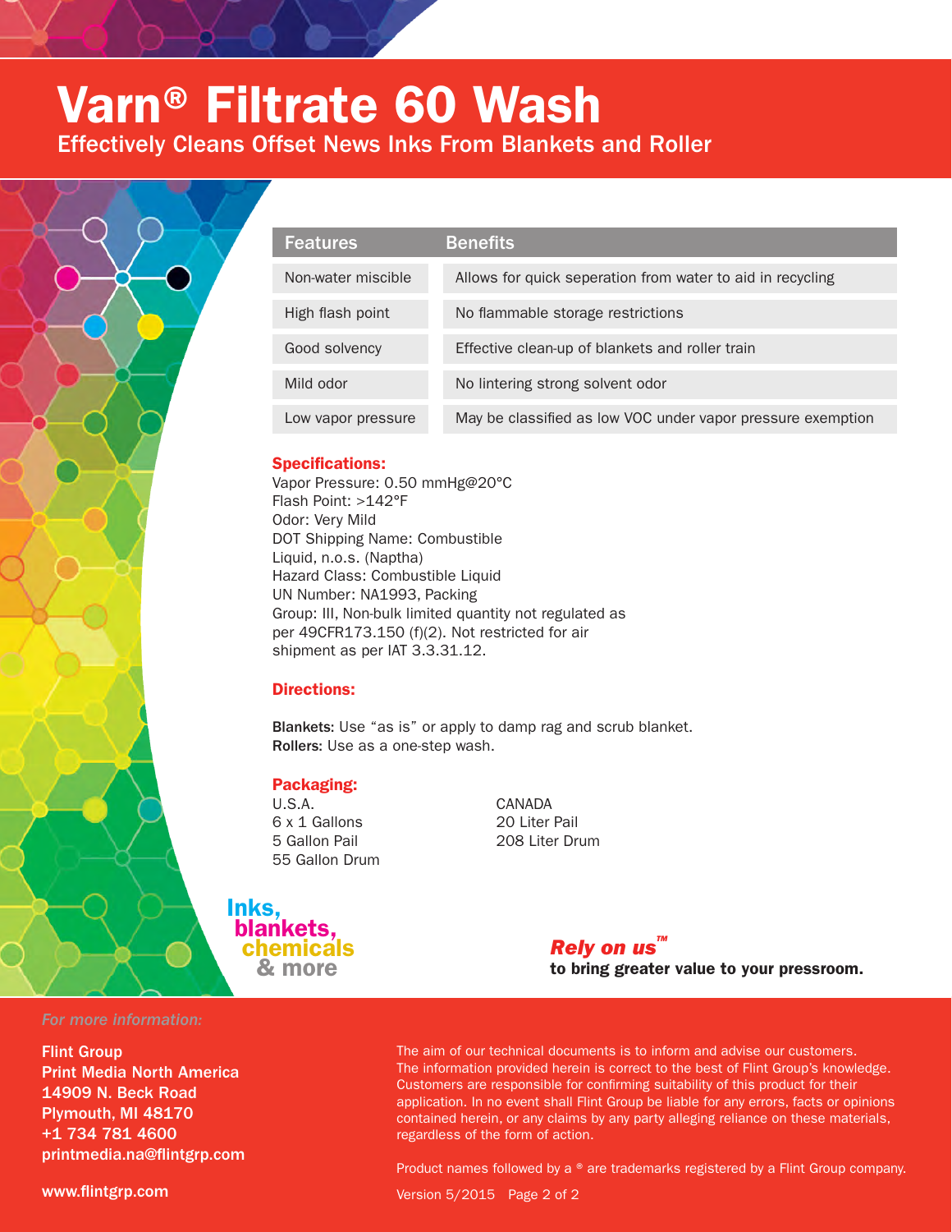# Varn® Filtrate 60 Wash

## Effectively Cleans Offset News Inks From Blankets and Roller

| Features | Benefits |
|---|---|
| Non-water miscible | Allows for quick seperation from water to aid in recycling |
| High flash point | No flammable storage restrictions |
| Good solvency | Effective clean-up of blankets and roller train |
| Mild odor | No lintering strong solvent odor |
| Low vapor pressure | May be classified as low VOC under vapor pressure exemption |

### Specifications:

Vapor Pressure: 0.50 mmHg@20°C
Flash Point: >142°F
Odor: Very Mild
DOT Shipping Name: Combustible Liquid, n.o.s. (Naptha)
Hazard Class: Combustible Liquid
UN Number: NA1993, Packing Group: III, Non-bulk limited quantity not regulated as per 49CFR173.150 (f)(2). Not restricted for air shipment as per IAT 3.3.31.12.

### Directions:

**Blankets:** Use "as is" or apply to damp rag and scrub blanket.
**Rollers:** Use as a one-step wash.

### Packaging:

U.S.A.
6 x 1 Gallons
5 Gallon Pail
55 Gallon Drum

CANADA
20 Liter Pail
208 Liter Drum

Inks, blankets, chemicals & more

***Rely on us™*** **to bring greater value to your pressroom.**

*For more information:*

**Flint Group**
**Print Media North America**
**14909 N. Beck Road**
**Plymouth, MI 48170**
**+1 734 781 4600**
**printmedia.na@flintgrp.com**

**www.flintgrp.com**

The aim of our technical documents is to inform and advise our customers. The information provided herein is correct to the best of Flint Group's knowledge. Customers are responsible for confirming suitability of this product for their application. In no event shall Flint Group be liable for any errors, facts or opinions contained herein, or any claims by any party alleging reliance on these materials, regardless of the form of action.

Product names followed by a ® are trademarks registered by a Flint Group company.

Version 5/2015